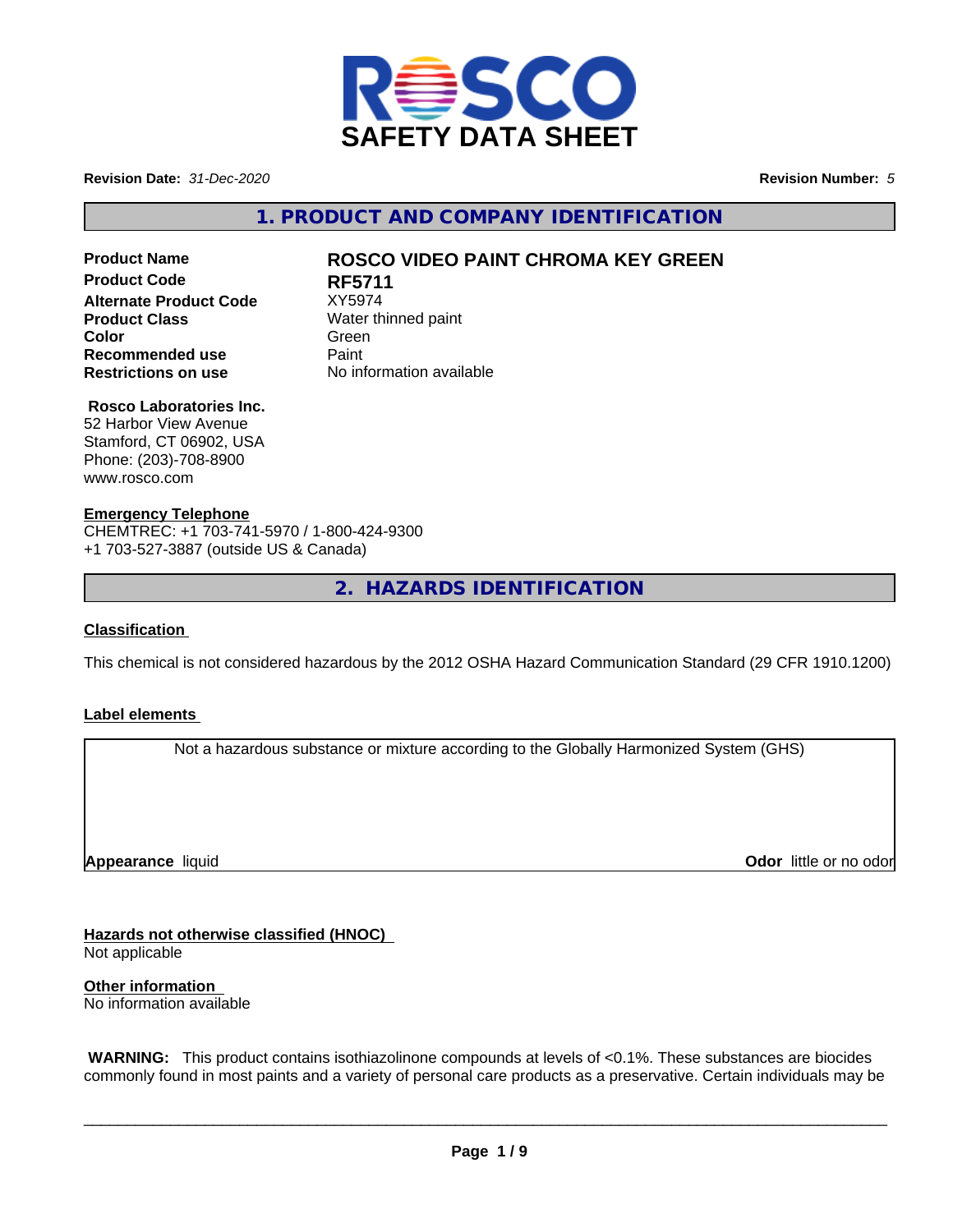# SAFETY DATA SHEET

**Revision Date:** *31-Dec-2020*

**Revision Number:** *5*

## 1. PRODUCT AND COMPANY IDENTIFICATION

| | |
|---|---|
| **Product Name** | **ROSCO VIDEO PAINT CHROMA KEY GREEN** |
| **Product Code** | **RF5711** |
| **Alternate Product Code** | XY5974 |
| **Product Class** | Water thinned paint |
| **Color** | Green |
| **Recommended use** | Paint |
| **Restrictions on use** | No information available |

**Rosco Laboratories Inc.**
52 Harbor View Avenue
Stamford, CT 06902, USA
Phone: (203)-708-8900
www.rosco.com

**Emergency Telephone**
CHEMTREC: +1 703-741-5970 / 1-800-424-9300
+1 703-527-3887 (outside US & Canada)

## 2. HAZARDS IDENTIFICATION

**Classification**

This chemical is not considered hazardous by the 2012 OSHA Hazard Communication Standard (29 CFR 1910.1200)

**Label elements**

Not a hazardous substance or mixture according to the Globally Harmonized System (GHS)

**Appearance** liquid

**Odor** little or no odor

**Hazards not otherwise classified (HNOC)**
Not applicable

**Other information**
No information available

**WARNING:** This product contains isothiazolinone compounds at levels of <0.1%. These substances are biocides commonly found in most paints and a variety of personal care products as a preservative. Certain individuals may be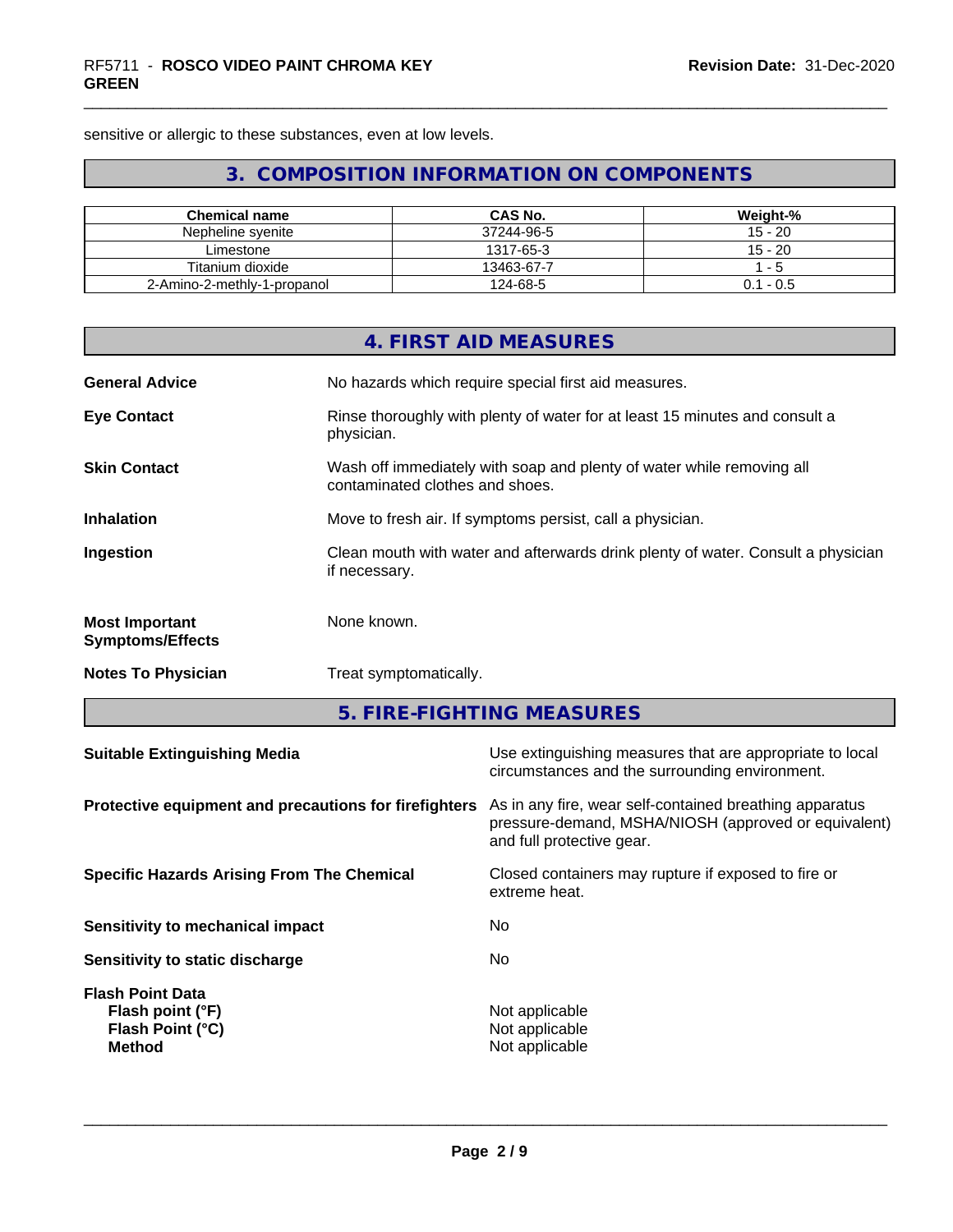sensitive or allergic to these substances, even at low levels.

## 3. COMPOSITION INFORMATION ON COMPONENTS

| Chemical name | CAS No. | Weight-% |
| --- | --- | --- |
| Nepheline syenite | 37244-96-5 | 15 - 20 |
| Limestone | 1317-65-3 | 15 - 20 |
| Titanium dioxide | 13463-67-7 | 1 - 5 |
| 2-Amino-2-methly-1-propanol | 124-68-5 | 0.1 - 0.5 |

## 4. FIRST AID MEASURES

**General Advice**
No hazards which require special first aid measures.

**Eye Contact**
Rinse thoroughly with plenty of water for at least 15 minutes and consult a physician.

**Skin Contact**
Wash off immediately with soap and plenty of water while removing all contaminated clothes and shoes.

**Inhalation**
Move to fresh air. If symptoms persist, call a physician.

**Ingestion**
Clean mouth with water and afterwards drink plenty of water. Consult a physician if necessary.

**Most Important Symptoms/Effects**
None known.

**Notes To Physician**
Treat symptomatically.

## 5. FIRE-FIGHTING MEASURES

**Suitable Extinguishing Media**
Use extinguishing measures that are appropriate to local circumstances and the surrounding environment.

**Protective equipment and precautions for firefighters**
As in any fire, wear self-contained breathing apparatus pressure-demand, MSHA/NIOSH (approved or equivalent) and full protective gear.

**Specific Hazards Arising From The Chemical**
Closed containers may rupture if exposed to fire or extreme heat.

**Sensitivity to mechanical impact**
No

**Sensitivity to static discharge**
No

**Flash Point Data**
**Flash point (°F)** Not applicable
**Flash Point (°C)** Not applicable
**Method** Not applicable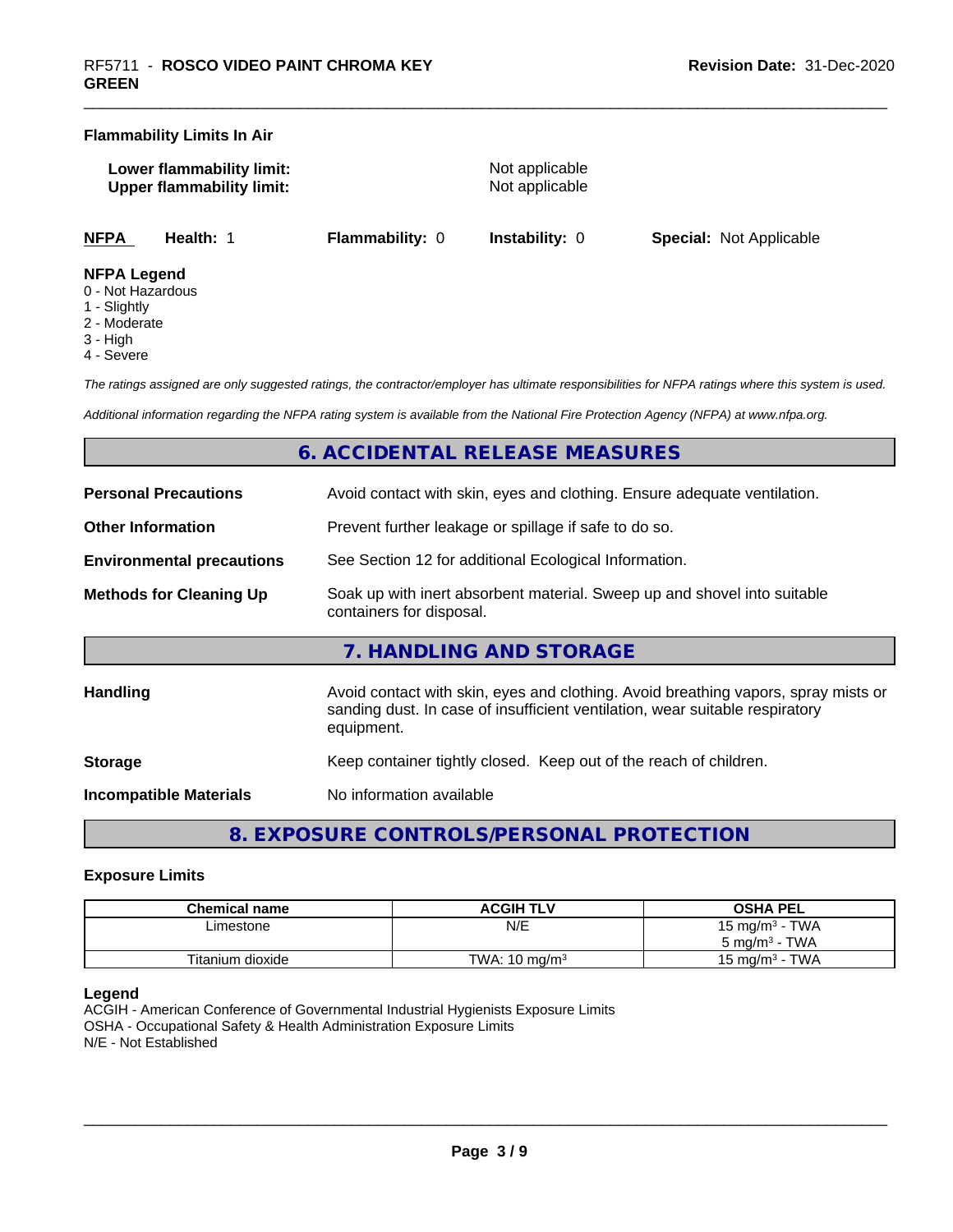**Flammability Limits In Air**

**Lower flammability limit:** Not applicable
**Upper flammability limit:** Not applicable

| NFPA | Health: 1 | Flammability: 0 | Instability: 0 | Special: Not Applicable |
|---|---|---|---|---|

**NFPA Legend**
0 - Not Hazardous
1 - Slightly
2 - Moderate
3 - High
4 - Severe

*The ratings assigned are only suggested ratings, the contractor/employer has ultimate responsibilities for NFPA ratings where this system is used.*

*Additional information regarding the NFPA rating system is available from the National Fire Protection Agency (NFPA) at www.nfpa.org.*

## 6. ACCIDENTAL RELEASE MEASURES

**Personal Precautions** Avoid contact with skin, eyes and clothing. Ensure adequate ventilation.

**Other Information** Prevent further leakage or spillage if safe to do so.

**Environmental precautions** See Section 12 for additional Ecological Information.

**Methods for Cleaning Up** Soak up with inert absorbent material. Sweep up and shovel into suitable containers for disposal.

## 7. HANDLING AND STORAGE

**Handling** Avoid contact with skin, eyes and clothing. Avoid breathing vapors, spray mists or sanding dust. In case of insufficient ventilation, wear suitable respiratory equipment.

**Storage** Keep container tightly closed. Keep out of the reach of children.

**Incompatible Materials** No information available

## 8. EXPOSURE CONTROLS/PERSONAL PROTECTION

### Exposure Limits

| Chemical name | ACGIH TLV | OSHA PEL |
|---|---|---|
| Limestone | N/E | 15 mg/m³ - TWA<br>5 mg/m³ - TWA |
| Titanium dioxide | TWA: 10 mg/m³ | 15 mg/m³ - TWA |

**Legend**
ACGIH - American Conference of Governmental Industrial Hygienists Exposure Limits
OSHA - Occupational Safety & Health Administration Exposure Limits
N/E - Not Established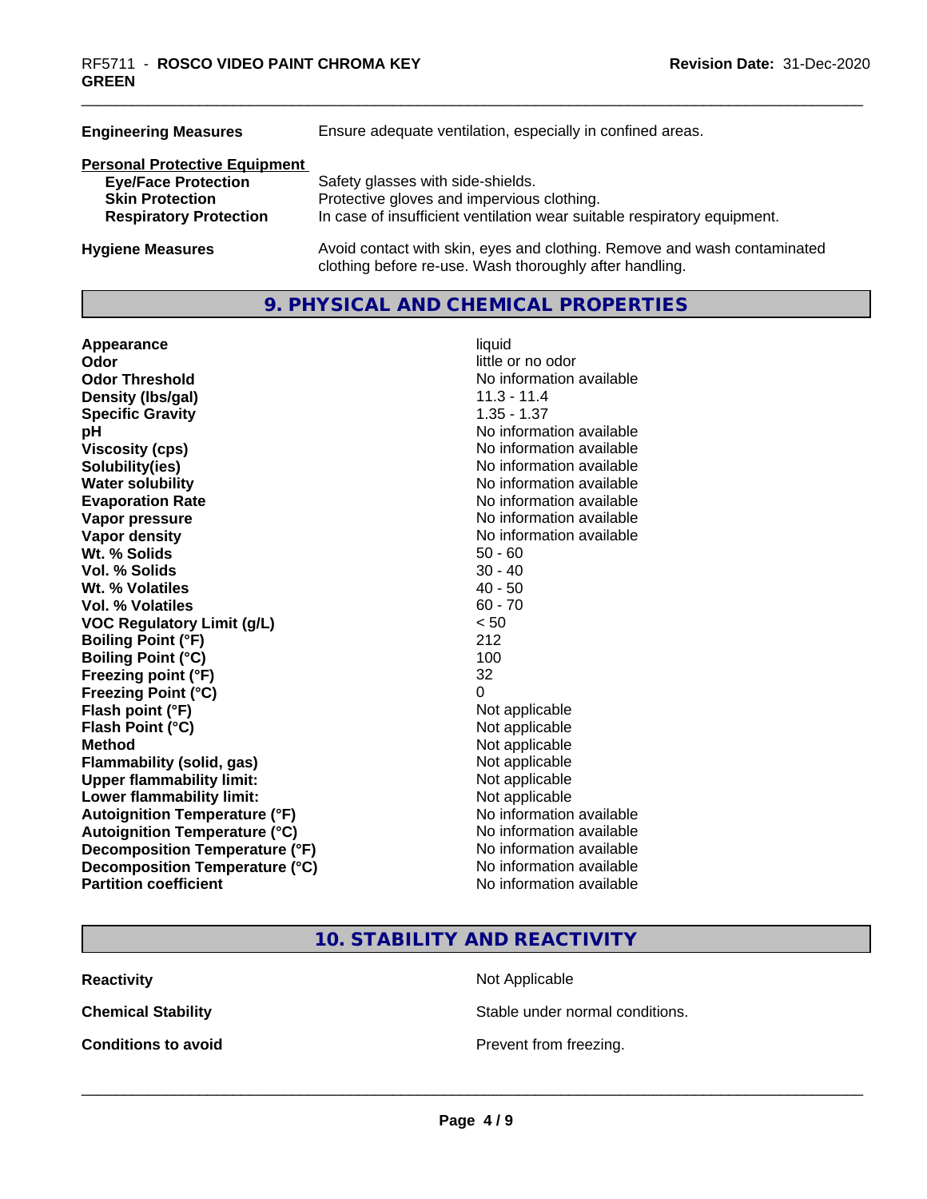| | |
|---|---|
| **Engineering Measures** | Ensure adequate ventilation, especially in confined areas. |

**Personal Protective Equipment**

| | |
|---|---|
| **Eye/Face Protection** | Safety glasses with side-shields. |
| **Skin Protection** | Protective gloves and impervious clothing. |
| **Respiratory Protection** | In case of insufficient ventilation wear suitable respiratory equipment. |

| | |
|---|---|
| **Hygiene Measures** | Avoid contact with skin, eyes and clothing. Remove and wash contaminated clothing before re-use. Wash thoroughly after handling. |

## 9. PHYSICAL AND CHEMICAL PROPERTIES

| | |
|---|---|
| **Appearance** | liquid |
| **Odor** | little or no odor |
| **Odor Threshold** | No information available |
| **Density (lbs/gal)** | 11.3 - 11.4 |
| **Specific Gravity** | 1.35 - 1.37 |
| **pH** | No information available |
| **Viscosity (cps)** | No information available |
| **Solubility(ies)** | No information available |
| **Water solubility** | No information available |
| **Evaporation Rate** | No information available |
| **Vapor pressure** | No information available |
| **Vapor density** | No information available |
| **Wt. % Solids** | 50 - 60 |
| **Vol. % Solids** | 30 - 40 |
| **Wt. % Volatiles** | 40 - 50 |
| **Vol. % Volatiles** | 60 - 70 |
| **VOC Regulatory Limit (g/L)** | < 50 |
| **Boiling Point (°F)** | 212 |
| **Boiling Point (°C)** | 100 |
| **Freezing point (°F)** | 32 |
| **Freezing Point (°C)** | 0 |
| **Flash point (°F)** | Not applicable |
| **Flash Point (°C)** | Not applicable |
| **Method** | Not applicable |
| **Flammability (solid, gas)** | Not applicable |
| **Upper flammability limit:** | Not applicable |
| **Lower flammability limit:** | Not applicable |
| **Autoignition Temperature (°F)** | No information available |
| **Autoignition Temperature (°C)** | No information available |
| **Decomposition Temperature (°F)** | No information available |
| **Decomposition Temperature (°C)** | No information available |
| **Partition coefficient** | No information available |

## 10. STABILITY AND REACTIVITY

| | |
|---|---|
| **Reactivity** | Not Applicable |
| **Chemical Stability** | Stable under normal conditions. |
| **Conditions to avoid** | Prevent from freezing. |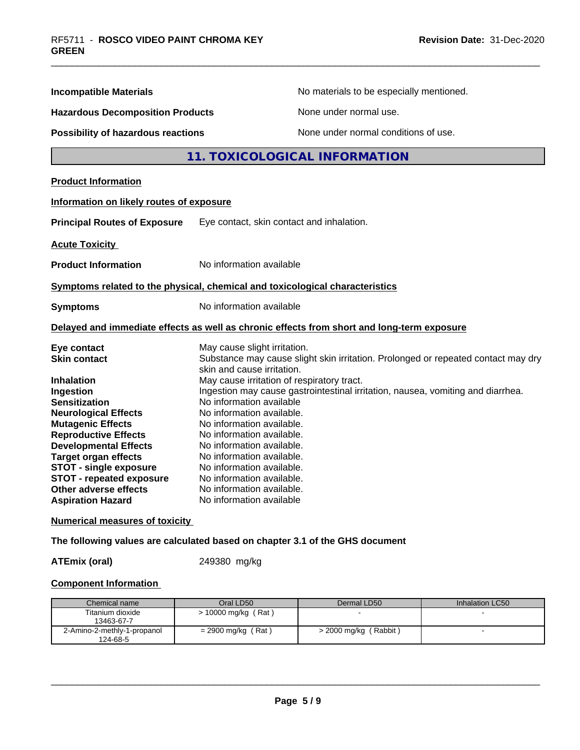**Incompatible Materials** No materials to be especially mentioned.

**Hazardous Decomposition Products** None under normal use.

**Possibility of hazardous reactions** None under normal conditions of use.

## 11. TOXICOLOGICAL INFORMATION

### Product Information

**Information on likely routes of exposure**

**Principal Routes of Exposure** Eye contact, skin contact and inhalation.

**Acute Toxicity**

**Product Information** No information available

**Symptoms related to the physical, chemical and toxicological characteristics**

**Symptoms** No information available

**Delayed and immediate effects as well as chronic effects from short and long-term exposure**

**Eye contact** May cause slight irritation.
**Skin contact** Substance may cause slight skin irritation. Prolonged or repeated contact may dry skin and cause irritation.
**Inhalation** May cause irritation of respiratory tract.
**Ingestion** Ingestion may cause gastrointestinal irritation, nausea, vomiting and diarrhea.
**Sensitization** No information available
**Neurological Effects** No information available.
**Mutagenic Effects** No information available.
**Reproductive Effects** No information available.
**Developmental Effects** No information available.
**Target organ effects** No information available.
**STOT - single exposure** No information available.
**STOT - repeated exposure** No information available.
**Other adverse effects** No information available.
**Aspiration Hazard** No information available

**Numerical measures of toxicity**

**The following values are calculated based on chapter 3.1 of the GHS document**

**ATEmix (oral)** 249380 mg/kg

**Component Information**

| Chemical name | Oral LD50 | Dermal LD50 | Inhalation LC50 |
|---|---|---|---|
| Titanium dioxide 13463-67-7 | > 10000 mg/kg ( Rat ) | - | - |
| 2-Amino-2-methly-1-propanol 124-68-5 | = 2900 mg/kg ( Rat ) | > 2000 mg/kg ( Rabbit ) | - |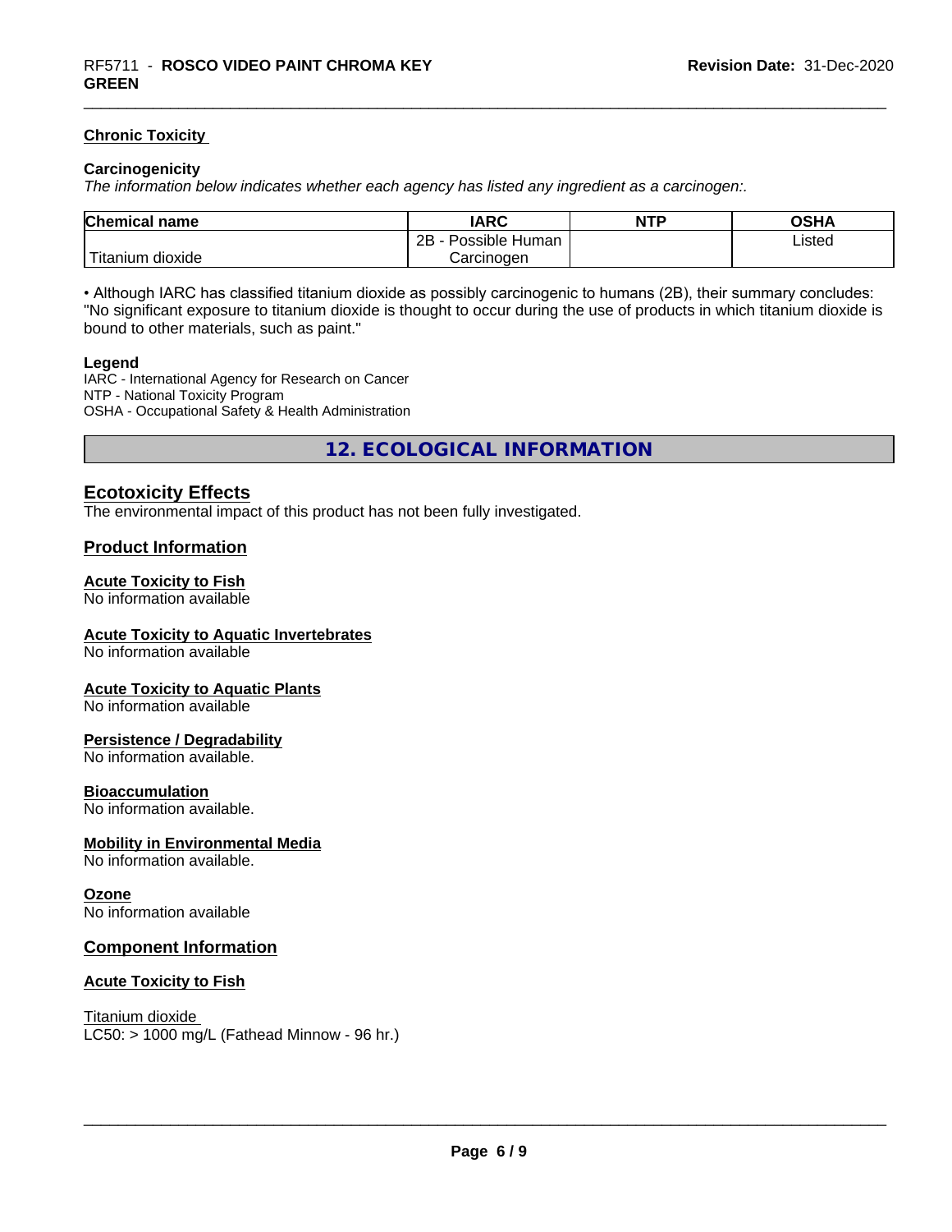### Chronic Toxicity

**Carcinogenicity**

*The information below indicates whether each agency has listed any ingredient as a carcinogen:.*

| Chemical name | IARC | NTP | OSHA |
|---|---|---|---|
| Titanium dioxide | 2B - Possible Human Carcinogen | | Listed |

• Although IARC has classified titanium dioxide as possibly carcinogenic to humans (2B), their summary concludes: "No significant exposure to titanium dioxide is thought to occur during the use of products in which titanium dioxide is bound to other materials, such as paint."

**Legend**

IARC - International Agency for Research on Cancer
NTP - National Toxicity Program
OSHA - Occupational Safety & Health Administration

## 12. ECOLOGICAL INFORMATION

### Ecotoxicity Effects

The environmental impact of this product has not been fully investigated.

### Product Information

**Acute Toxicity to Fish**
No information available

**Acute Toxicity to Aquatic Invertebrates**
No information available

**Acute Toxicity to Aquatic Plants**
No information available

**Persistence / Degradability**
No information available.

**Bioaccumulation**
No information available.

**Mobility in Environmental Media**
No information available.

**Ozone**
No information available

### Component Information

**Acute Toxicity to Fish**

Titanium dioxide
LC50: > 1000 mg/L (Fathead Minnow - 96 hr.)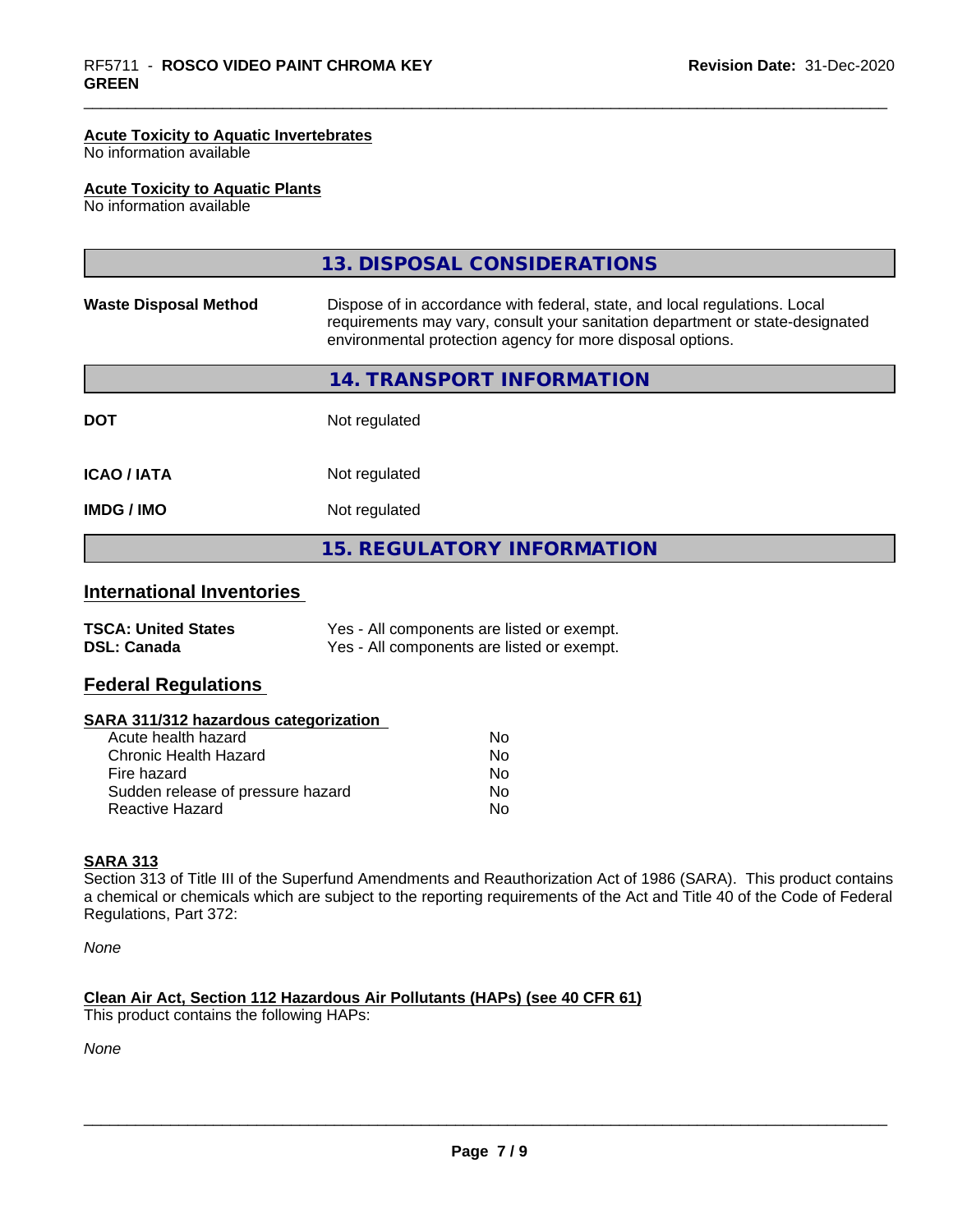**Acute Toxicity to Aquatic Invertebrates**
No information available

**Acute Toxicity to Aquatic Plants**
No information available

## 13. DISPOSAL CONSIDERATIONS

| | |
|---|---|
| **Waste Disposal Method** | Dispose of in accordance with federal, state, and local regulations. Local requirements may vary, consult your sanitation department or state-designated environmental protection agency for more disposal options. |

## 14. TRANSPORT INFORMATION

| | |
|---|---|
| **DOT** | Not regulated |
| **ICAO / IATA** | Not regulated |
| **IMDG / IMO** | Not regulated |

## 15. REGULATORY INFORMATION

### International Inventories

| | |
|---|---|
| **TSCA: United States** | Yes - All components are listed or exempt. |
| **DSL: Canada** | Yes - All components are listed or exempt. |

### Federal Regulations

**SARA 311/312 hazardous categorization**

| | |
|---|---|
| Acute health hazard | No |
| Chronic Health Hazard | No |
| Fire hazard | No |
| Sudden release of pressure hazard | No |
| Reactive Hazard | No |

**SARA 313**
Section 313 of Title III of the Superfund Amendments and Reauthorization Act of 1986 (SARA). This product contains a chemical or chemicals which are subject to the reporting requirements of the Act and Title 40 of the Code of Federal Regulations, Part 372:

*None*

**Clean Air Act, Section 112 Hazardous Air Pollutants (HAPs) (see 40 CFR 61)**
This product contains the following HAPs:

*None*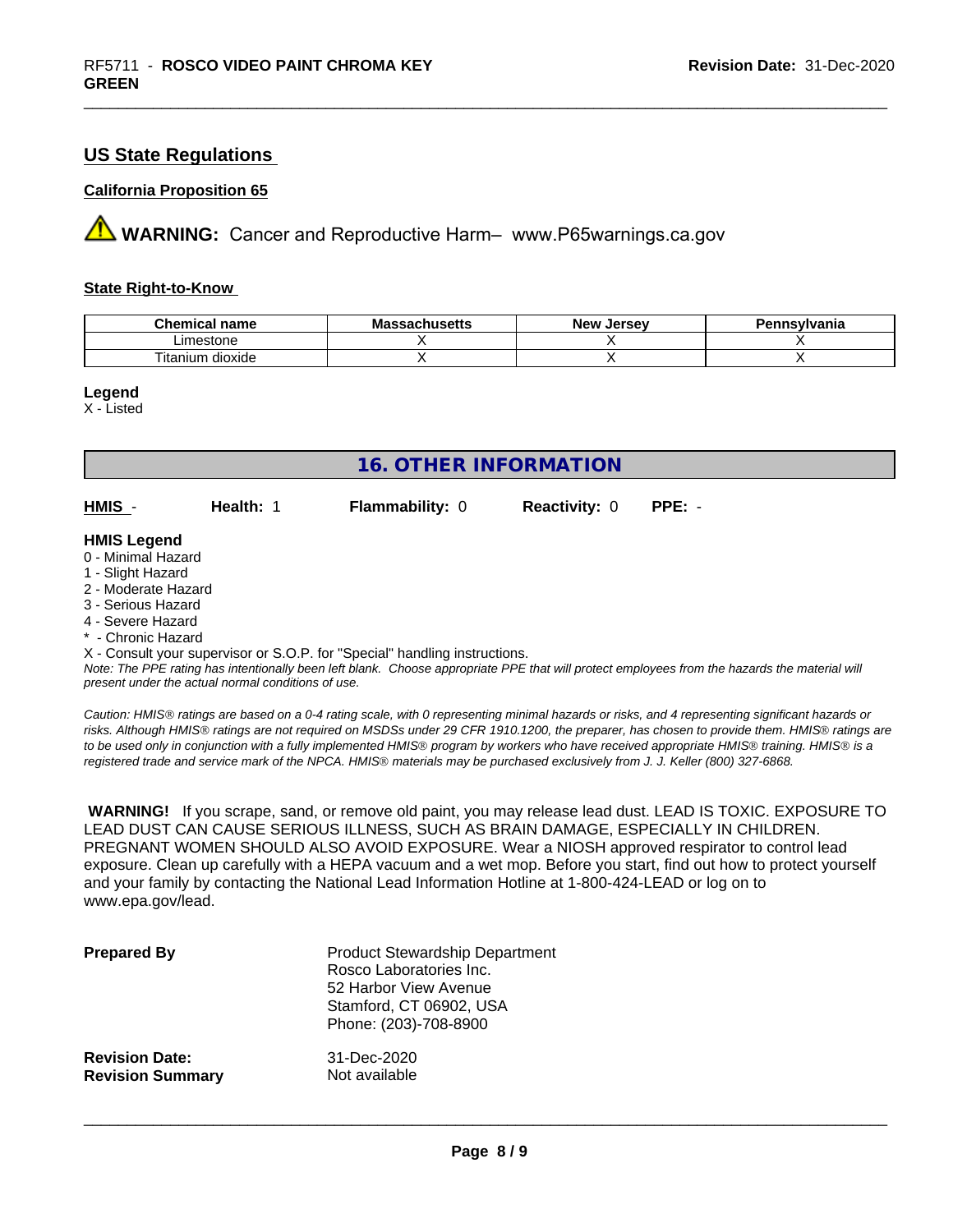## US State Regulations

**California Proposition 65**

⚠ **WARNING:** Cancer and Reproductive Harm– www.P65warnings.ca.gov

**State Right-to-Know**

| Chemical name | Massachusetts | New Jersey | Pennsylvania |
|---|---|---|---|
| Limestone | X | X | X |
| Titanium dioxide | X | X | X |

**Legend**
X - Listed

## 16. OTHER INFORMATION

| **HMIS** - | **Health:** 1 | **Flammability:** 0 | **Reactivity:** 0 | **PPE:** - |
|---|---|---|---|---|

**HMIS Legend**
0 - Minimal Hazard
1 - Slight Hazard
2 - Moderate Hazard
3 - Serious Hazard
4 - Severe Hazard
* - Chronic Hazard
X - Consult your supervisor or S.O.P. for "Special" handling instructions.
*Note: The PPE rating has intentionally been left blank. Choose appropriate PPE that will protect employees from the hazards the material will present under the actual normal conditions of use.*

*Caution: HMIS® ratings are based on a 0-4 rating scale, with 0 representing minimal hazards or risks, and 4 representing significant hazards or risks. Although HMIS® ratings are not required on MSDSs under 29 CFR 1910.1200, the preparer, has chosen to provide them. HMIS® ratings are to be used only in conjunction with a fully implemented HMIS® program by workers who have received appropriate HMIS® training. HMIS® is a registered trade and service mark of the NPCA. HMIS® materials may be purchased exclusively from J. J. Keller (800) 327-6868.*

**WARNING!** If you scrape, sand, or remove old paint, you may release lead dust. LEAD IS TOXIC. EXPOSURE TO LEAD DUST CAN CAUSE SERIOUS ILLNESS, SUCH AS BRAIN DAMAGE, ESPECIALLY IN CHILDREN. PREGNANT WOMEN SHOULD ALSO AVOID EXPOSURE. Wear a NIOSH approved respirator to control lead exposure. Clean up carefully with a HEPA vacuum and a wet mop. Before you start, find out how to protect yourself and your family by contacting the National Lead Information Hotline at 1-800-424-LEAD or log on to www.epa.gov/lead.

**Prepared By**
Product Stewardship Department
Rosco Laboratories Inc.
52 Harbor View Avenue
Stamford, CT 06902, USA
Phone: (203)-708-8900

**Revision Date:** 31-Dec-2020
**Revision Summary** Not available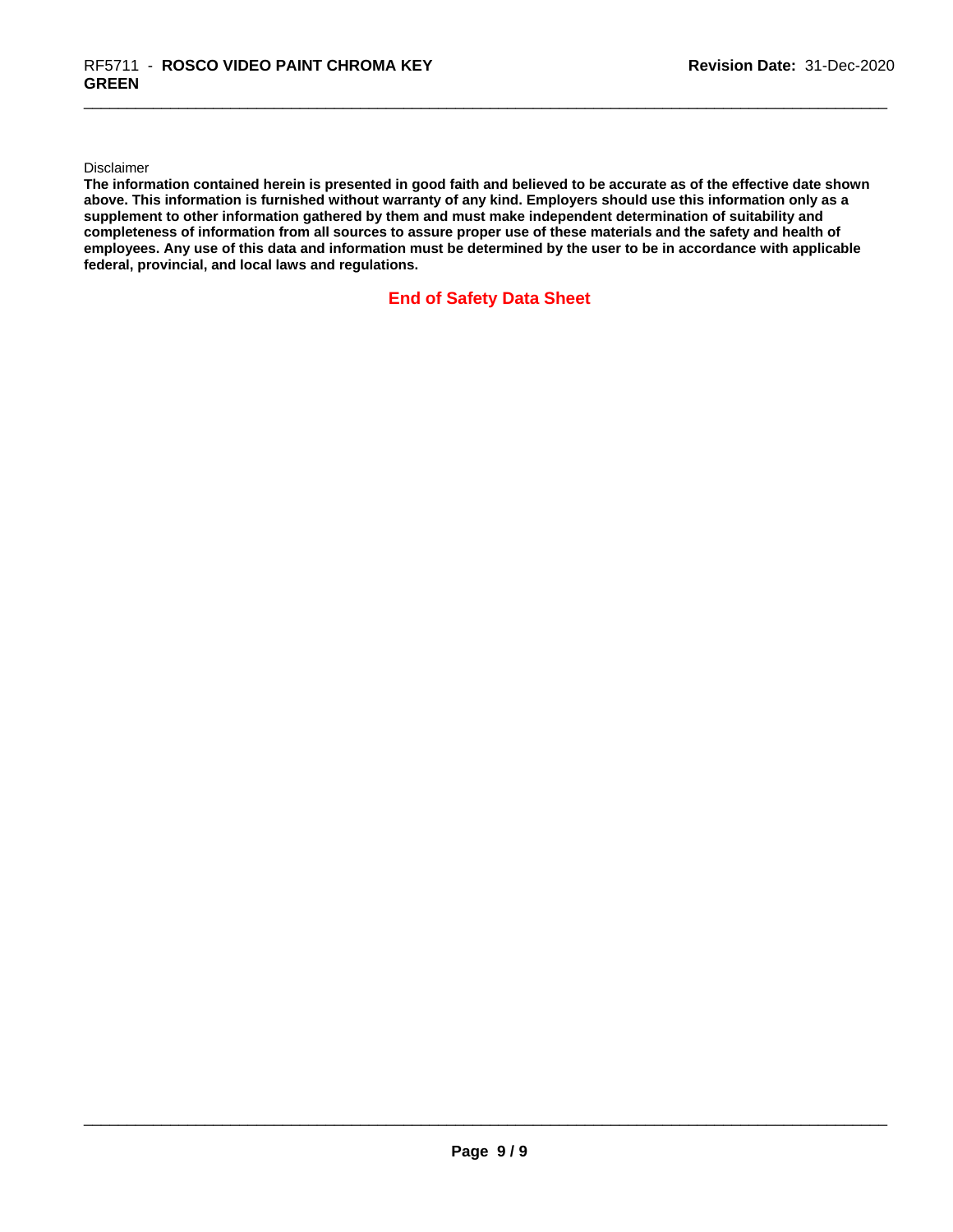Disclaimer

**The information contained herein is presented in good faith and believed to be accurate as of the effective date shown above. This information is furnished without warranty of any kind. Employers should use this information only as a supplement to other information gathered by them and must make independent determination of suitability and completeness of information from all sources to assure proper use of these materials and the safety and health of employees. Any use of this data and information must be determined by the user to be in accordance with applicable federal, provincial, and local laws and regulations.**

**End of Safety Data Sheet**